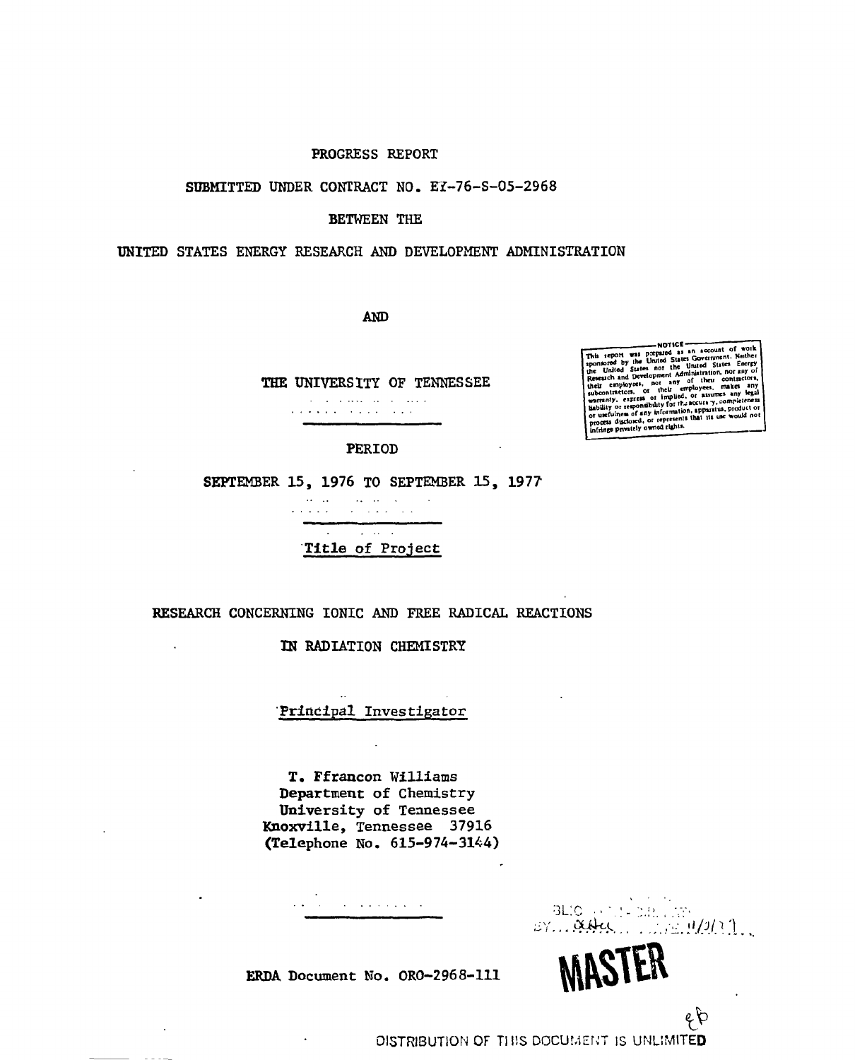PROGRESS REPORT

SUBMITTED UNDER CONTRACT NO. EY-76-S-05-2968

BETWEEN THE

UNITED STATES ENERGY RESEARCH AND DEVELOPMENT ADMINISTRATION

AND

THE UNIVERSITY OF TENNESSEE

NOTICE

This report was prepared as an account of work sponsored by the United States Government. Neither the United States nor the United States Energy Research and Development Administration, nor any of their employees, nor any of their contractors, subcontractors, or their employees, makes any warranty, express or implied, or assumes any legal liability or responsibility for the accuracy, completeness or usefulness of any information, apparatus, product or process disclosed, or represents that its use would not infringe privately owned rights.

PERIOD

SEPTEMBER 15, 1976 TO SEPTEMBER 15, 1977

Title of Project

RESEARCH CONCERNING IONIC AND FREE RADICAL REACTIONS IN RADIATION CHEMISTRY

Principal Investigator

T. Ffrancon Williams
Department of Chemistry
University of Tennessee
Knoxville, Tennessee 37916
(Telephone No. 615-974-3144)

ERDA Document No. ORO-2968-111

MASTER

DISTRIBUTION OF THIS DOCUMENT IS UNLIMITED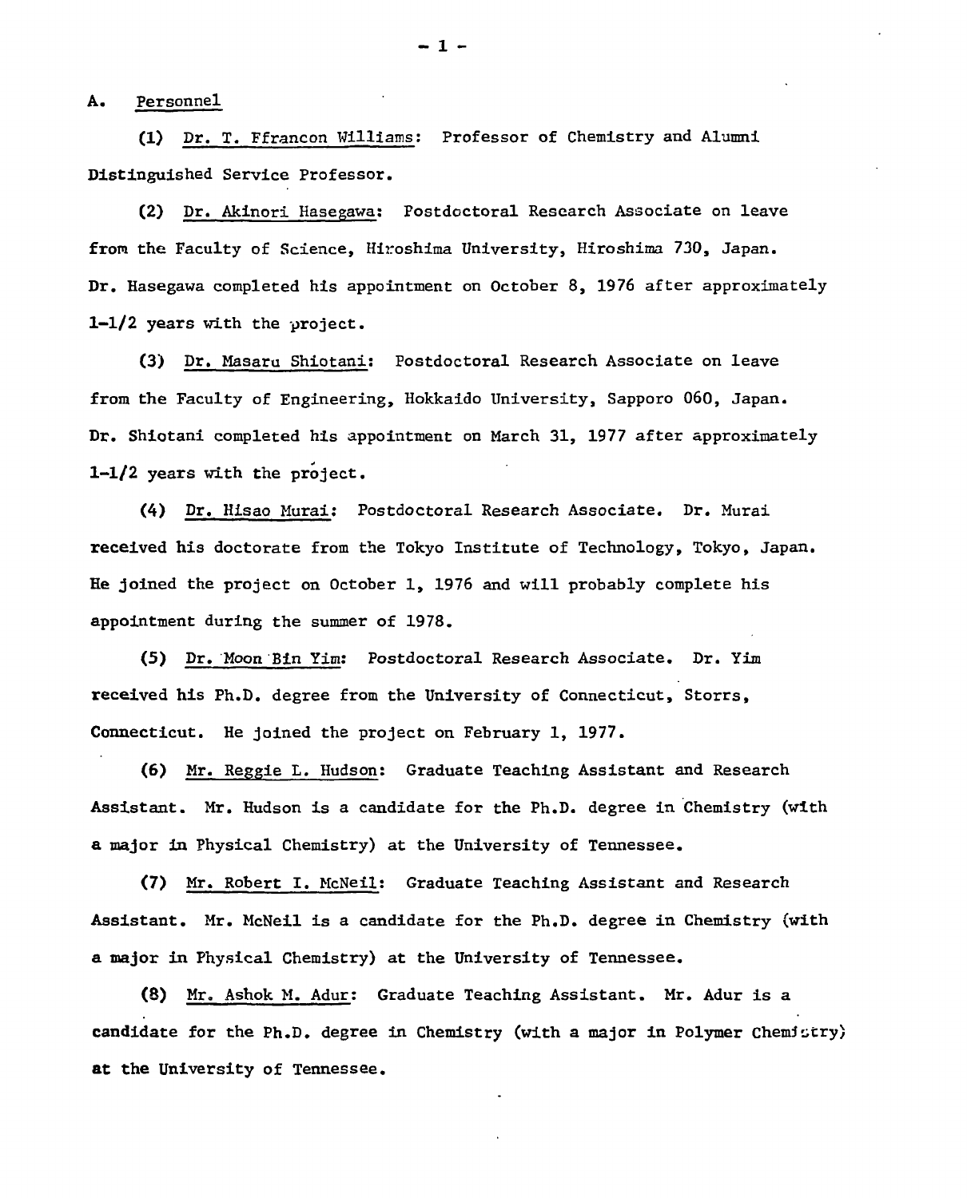## A. Personnel

(1) Dr. T. Ffrancon Williams: Professor of Chemistry and Alumni Distinguished Service Professor.

(2) Dr. Akinori Hasegawa: Postdoctoral Research Associate on leave from the Faculty of Science, Hiroshima University, Hiroshima 730, Japan. Dr. Hasegawa completed his appointment on October 8, 1976 after approximately 1-1/2 years with the project.

(3) Dr. Masaru Shiotani: Postdoctoral Research Associate on leave from the Faculty of Engineering, Hokkaido University, Sapporo 060, Japan. Dr. Shiotani completed his appointment on March 31, 1977 after approximately 1-1/2 years with the project.

(4) Dr. Hisao Murai: Postdoctoral Research Associate. Dr. Murai received his doctorate from the Tokyo Institute of Technology, Tokyo, Japan. He joined the project on October 1, 1976 and will probably complete his appointment during the summer of 1978.

(5) Dr. Moon Bin Yim: Postdoctoral Research Associate. Dr. Yim received his Ph.D. degree from the University of Connecticut, Storrs, Connecticut. He joined the project on February 1, 1977.

(6) Mr. Reggie L. Hudson: Graduate Teaching Assistant and Research Assistant. Mr. Hudson is a candidate for the Ph.D. degree in Chemistry (with a major in Physical Chemistry) at the University of Tennessee.

(7) Mr. Robert I. McNeil: Graduate Teaching Assistant and Research Assistant. Mr. McNeil is a candidate for the Ph.D. degree in Chemistry (with a major in Physical Chemistry) at the University of Tennessee.

(8) Mr. Ashok M. Adur: Graduate Teaching Assistant. Mr. Adur is a candidate for the Ph.D. degree in Chemistry (with a major in Polymer Chemistry) at the University of Tennessee.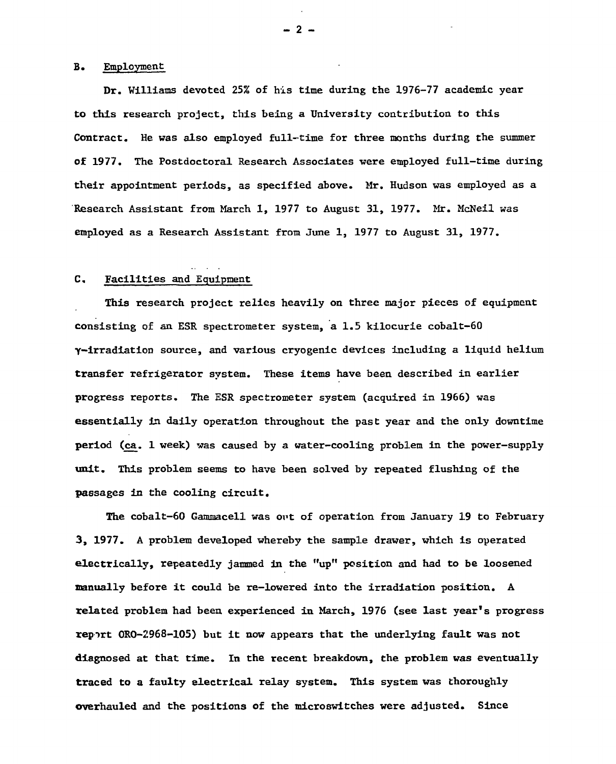## B. Employment

Dr. Williams devoted 25% of his time during the 1976-77 academic year to this research project, this being a University contribution to this Contract. He was also employed full-time for three months during the summer of 1977. The Postdoctoral Research Associates were employed full-time during their appointment periods, as specified above. Mr. Hudson was employed as a Research Assistant from March 1, 1977 to August 31, 1977. Mr. McNeil was employed as a Research Assistant from June 1, 1977 to August 31, 1977.

## C. Facilities and Equipment

This research project relies heavily on three major pieces of equipment consisting of an ESR spectrometer system, a 1.5 kilocurie cobalt-60 γ-irradiation source, and various cryogenic devices including a liquid helium transfer refrigerator system. These items have been described in earlier progress reports. The ESR spectrometer system (acquired in 1966) was essentially in daily operation throughout the past year and the only downtime period (ca. 1 week) was caused by a water-cooling problem in the power-supply unit. This problem seems to have been solved by repeated flushing of the passages in the cooling circuit.

The cobalt-60 Gammacell was out of operation from January 19 to February 3, 1977. A problem developed whereby the sample drawer, which is operated electrically, repeatedly jammed in the "up" position and had to be loosened manually before it could be re-lowered into the irradiation position. A related problem had been experienced in March, 1976 (see last year's progress report ORO-2968-105) but it now appears that the underlying fault was not diagnosed at that time. In the recent breakdown, the problem was eventually traced to a faulty electrical relay system. This system was thoroughly overhauled and the positions of the microswitches were adjusted. Since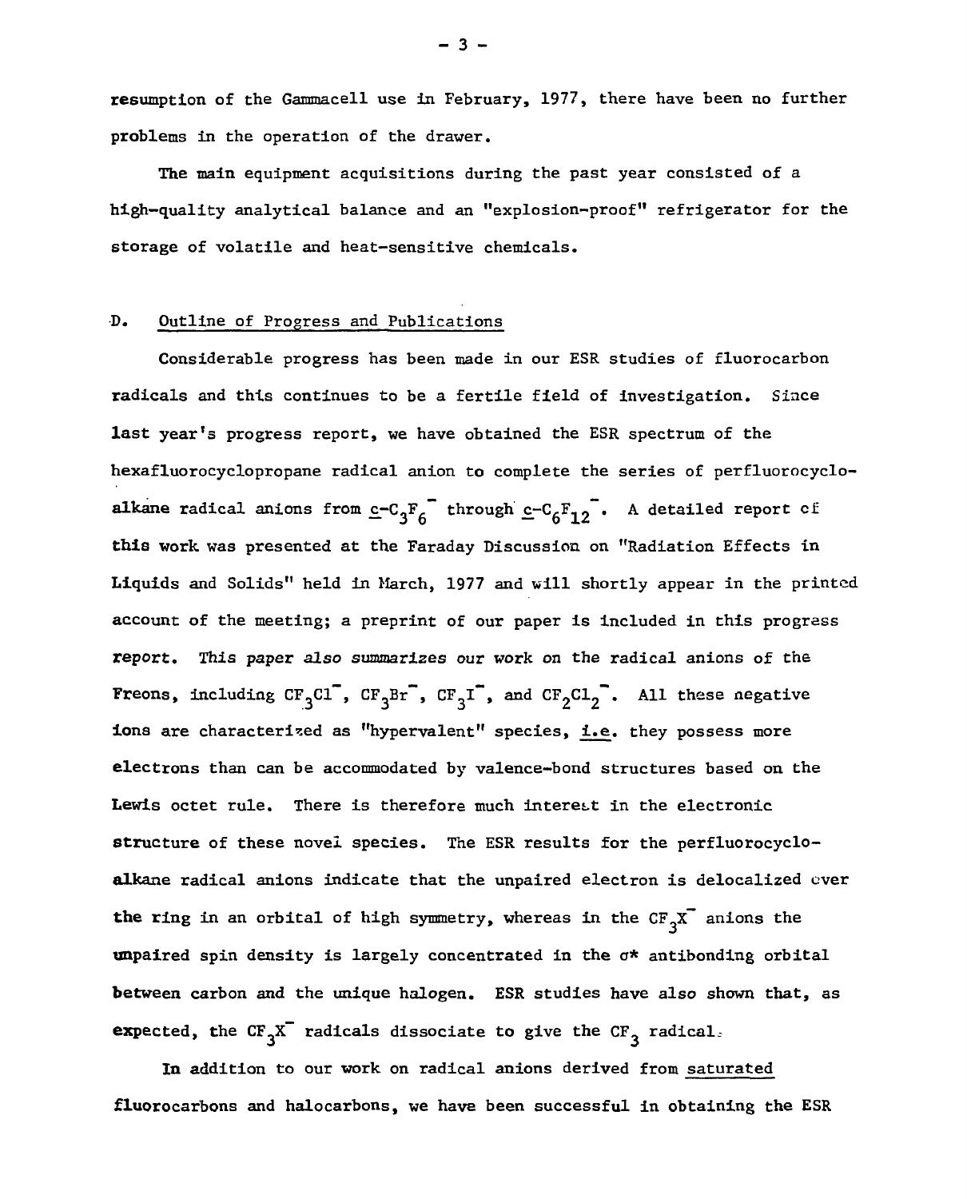resumption of the Gammacell use in February, 1977, there have been no further problems in the operation of the drawer.

The main equipment acquisitions during the past year consisted of a high-quality analytical balance and an "explosion-proof" refrigerator for the storage of volatile and heat-sensitive chemicals.

## D. Outline of Progress and Publications

Considerable progress has been made in our ESR studies of fluorocarbon radicals and this continues to be a fertile field of investigation. Since last year's progress report, we have obtained the ESR spectrum of the hexafluorocyclopropane radical anion to complete the series of perfluorocycloalkane radical anions from $\underline{c}$-$C_3F_6^-$ through $\underline{c}$-$C_6F_{12}^-$. A detailed report of this work was presented at the Faraday Discussion on "Radiation Effects in Liquids and Solids" held in March, 1977 and will shortly appear in the printed account of the meeting; a preprint of our paper is included in this progress report. *This paper also summarizes our work* on the radical anions of the Freons, including $CF_3Cl^-$, $CF_3Br^-$, $CF_3I^-$, and $CF_2Cl_2^-$. All these negative ions are characterized as "hypervalent" species, i.e. they possess more electrons than can be accommodated by valence-bond structures based on the Lewis octet rule. There is therefore much interest in the electronic structure of these novel species. The ESR results for the perfluorocycloalkane radical anions indicate that the unpaired electron is delocalized over the ring in an orbital of high symmetry, whereas in the $CF_3X^-$ anions the unpaired spin density is largely concentrated in the $\sigma^*$ antibonding orbital between carbon and the unique halogen. ESR studies have also shown that, as expected, the $CF_3X^-$ radicals dissociate to give the $CF_3$ radical.

In addition to our work on radical anions derived from saturated fluorocarbons and halocarbons, we have been successful in obtaining the ESR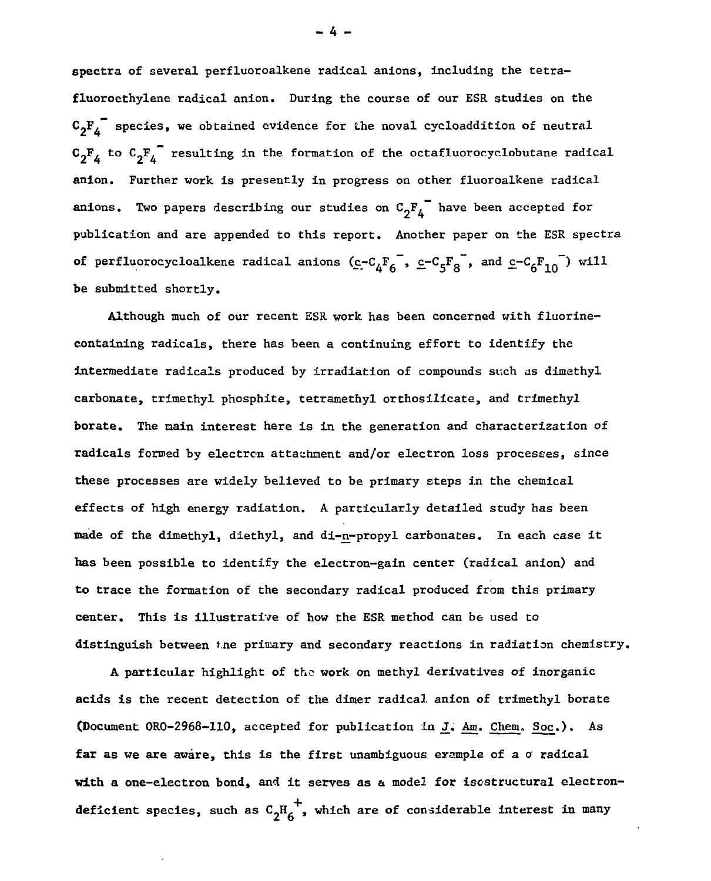spectra of several perfluoroalkene radical anions, including the tetrafluoroethylene radical anion. During the course of our ESR studies on the $C_2F_4^-$ species, we obtained evidence for the noval cycloaddition of neutral $C_2F_4$ to $C_2F_4^-$ resulting in the formation of the octafluorocyclobutane radical anion. Further work is presently in progress on other fluoroalkene radical anions. Two papers describing our studies on $C_2F_4^-$ have been accepted for publication and are appended to this report. Another paper on the ESR spectra of perfluorocycloalkene radical anions (c-$C_4F_6^-$, c-$C_5F_8^-$, and c-$C_6F_{10}^-$) will be submitted shortly.

Although much of our recent ESR work has been concerned with fluorine-containing radicals, there has been a continuing effort to identify the intermediate radicals produced by irradiation of compounds such as dimethyl carbonate, trimethyl phosphite, tetramethyl orthosilicate, and trimethyl borate. The main interest here is in the generation and characterization of radicals formed by electron attachment and/or electron loss processes, since these processes are widely believed to be primary steps in the chemical effects of high energy radiation. A particularly detailed study has been made of the dimethyl, diethyl, and di-n-propyl carbonates. In each case it has been possible to identify the electron-gain center (radical anion) and to trace the formation of the secondary radical produced from this primary center. This is illustrative of how the ESR method can be used to distinguish between the primary and secondary reactions in radiation chemistry.

A particular highlight of the work on methyl derivatives of inorganic acids is the recent detection of the dimer radical anion of trimethyl borate (Document ORO-2968-110, accepted for publication in J. Am. Chem. Soc.). As far as we are aware, this is the first unambiguous example of a $\sigma$ radical with a one-electron bond, and it serves as a model for isostructural electron-deficient species, such as $C_2H_6^+$, which are of considerable interest in many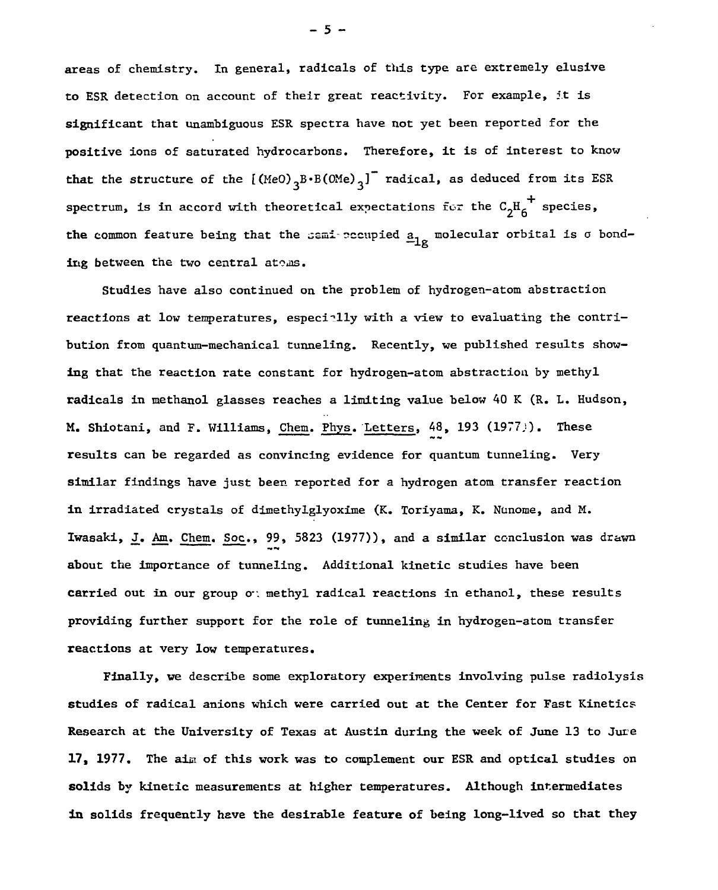areas of chemistry. In general, radicals of this type are extremely elusive to ESR detection on account of their great reactivity. For example, it is significant that unambiguous ESR spectra have not yet been reported for the positive ions of saturated hydrocarbons. Therefore, it is of interest to know that the structure of the $[(MeO)_3B{\cdot}B(OMe)_3]^-$ radical, as deduced from its ESR spectrum, is in accord with theoretical expectations for the $C_2H_6^+$ species, the common feature being that the semi-occupied $\underline{a}_{1g}$ molecular orbital is σ bonding between the two central atoms.

Studies have also continued on the problem of hydrogen-atom abstraction reactions at low temperatures, especially with a view to evaluating the contribution from quantum-mechanical tunneling. Recently, we published results showing that the reaction rate constant for hydrogen-atom abstraction by methyl radicals in methanol glasses reaches a limiting value below 40 K (R. L. Hudson, M. Shiotani, and F. Williams, Chem. Phys. Letters, **48**, 193 (1977)). These results can be regarded as convincing evidence for quantum tunneling. Very similar findings have just been reported for a hydrogen atom transfer reaction in irradiated crystals of dimethylglyoxime (K. Toriyama, K. Nunome, and M. Iwasaki, J. Am. Chem. Soc., **99**, 5823 (1977)), and a similar conclusion was drawn about the importance of tunneling. Additional kinetic studies have been carried out in our group on methyl radical reactions in ethanol, these results providing further support for the role of tunneling in hydrogen-atom transfer reactions at very low temperatures.

Finally, we describe some exploratory experiments involving pulse radiolysis studies of radical anions which were carried out at the Center for Fast Kinetics Research at the University of Texas at Austin during the week of June 13 to June 17, 1977. The aim of this work was to complement our ESR and optical studies on solids by kinetic measurements at higher temperatures. Although intermediates in solids frequently have the desirable feature of being long-lived so that they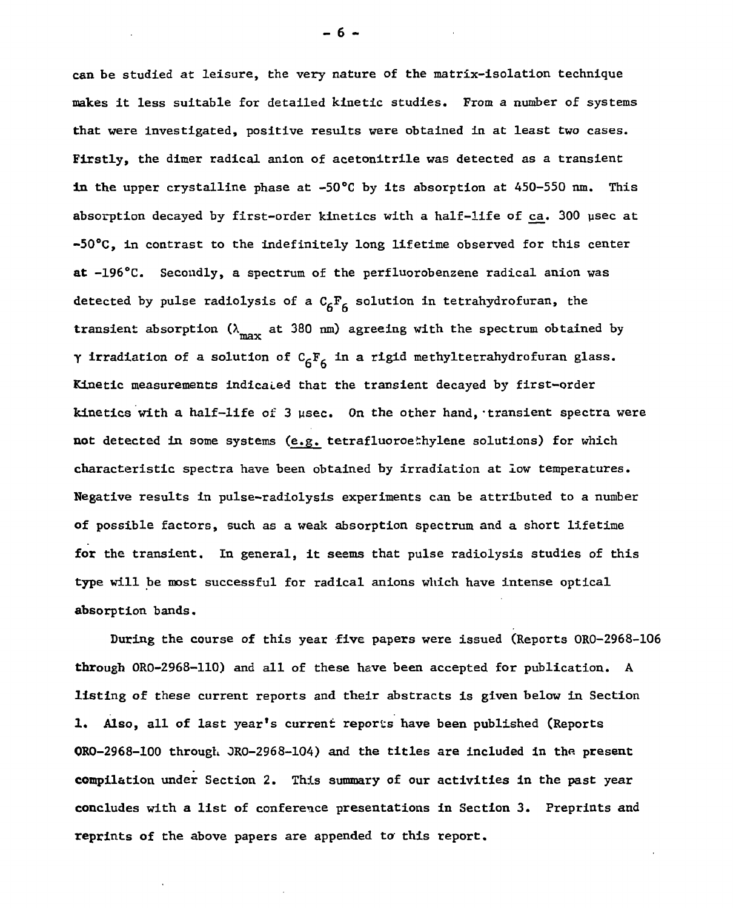can be studied at leisure, the very nature of the matrix-isolation technique makes it less suitable for detailed kinetic studies. From a number of systems that were investigated, positive results were obtained in at least two cases. Firstly, the dimer radical anion of acetonitrile was detected as a transient in the upper crystalline phase at -50°C by its absorption at 450–550 nm. This absorption decayed by first-order kinetics with a half-life of ca. 300 μsec at -50°C, in contrast to the indefinitely long lifetime observed for this center at -196°C. Secondly, a spectrum of the perfluorobenzene radical anion was detected by pulse radiolysis of a $C_6F_6$ solution in tetrahydrofuran, the transient absorption ($\lambda_{max}$ at 380 nm) agreeing with the spectrum obtained by γ irradiation of a solution of $C_6F_6$ in a rigid methyltetrahydrofuran glass. Kinetic measurements indicated that the transient decayed by first-order kinetics with a half-life of 3 μsec. On the other hand, transient spectra were not detected in some systems (e.g. tetrafluoroethylene solutions) for which characteristic spectra have been obtained by irradiation at low temperatures. Negative results in pulse-radiolysis experiments can be attributed to a number of possible factors, such as a weak absorption spectrum and a short lifetime for the transient. In general, it seems that pulse radiolysis studies of this type will be most successful for radical anions which have intense optical absorption bands.

During the course of this year five papers were issued (Reports ORO-2968-106 through ORO-2968-110) and all of these have been accepted for publication. A listing of these current reports and their abstracts is given below in Section 1. Also, all of last year's current reports have been published (Reports ORO-2968-100 through ORO-2968-104) and the titles are included in the present compilation under Section 2. This summary of our activities in the past year concludes with a list of conference presentations in Section 3. Preprints and reprints of the above papers are appended to this report.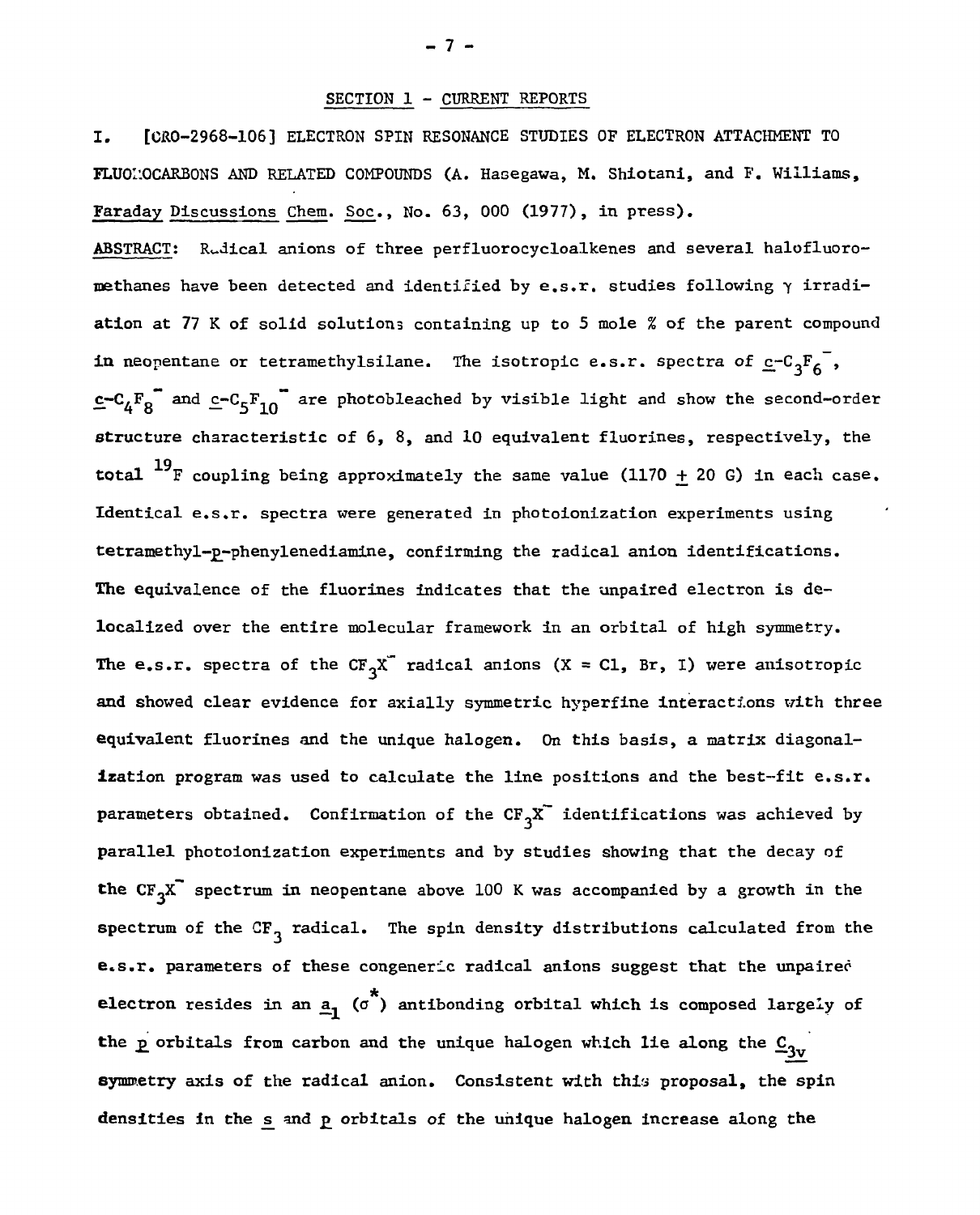## SECTION 1 - CURRENT REPORTS

I. [CRO-2968-106] ELECTRON SPIN RESONANCE STUDIES OF ELECTRON ATTACHMENT TO FLUOROCARBONS AND RELATED COMPOUNDS (A. Hasegawa, M. Shiotani, and F. Williams, Faraday Discussions Chem. Soc., No. 63, 000 (1977), in press).

ABSTRACT: Radical anions of three perfluorocycloalkenes and several halofluoromethanes have been detected and identified by e.s.r. studies following $\gamma$ irradiation at 77 K of solid solutions containing up to 5 mole % of the parent compound in neopentane or tetramethylsilane. The isotropic e.s.r. spectra of c-$C_3F_6^-$, c-$C_4F_8^-$ and c-$C_5F_{10}^-$ are photobleached by visible light and show the second-order structure characteristic of 6, 8, and 10 equivalent fluorines, respectively, the total $^{19}F$ coupling being approximately the same value (1170 $\pm$ 20 G) in each case. Identical e.s.r. spectra were generated in photoionization experiments using tetramethyl-p-phenylenediamine, confirming the radical anion identifications. The equivalence of the fluorines indicates that the unpaired electron is delocalized over the entire molecular framework in an orbital of high symmetry. The e.s.r. spectra of the $CF_3X^-$ radical anions (X = Cl, Br, I) were anisotropic and showed clear evidence for axially symmetric hyperfine interactions with three equivalent fluorines and the unique halogen. On this basis, a matrix diagonalization program was used to calculate the line positions and the best-fit e.s.r. parameters obtained. Confirmation of the $CF_3X^-$ identifications was achieved by parallel photoionization experiments and by studies showing that the decay of the $CF_3X^-$ spectrum in neopentane above 100 K was accompanied by a growth in the spectrum of the $CF_3$ radical. The spin density distributions calculated from the e.s.r. parameters of these congeneric radical anions suggest that the unpaired electron resides in an $a_1$ ($\sigma^*$) antibonding orbital which is composed largely of the p orbitals from carbon and the unique halogen which lie along the $C_{3v}$ symmetry axis of the radical anion. Consistent with this proposal, the spin densities in the s and p orbitals of the unique halogen increase along the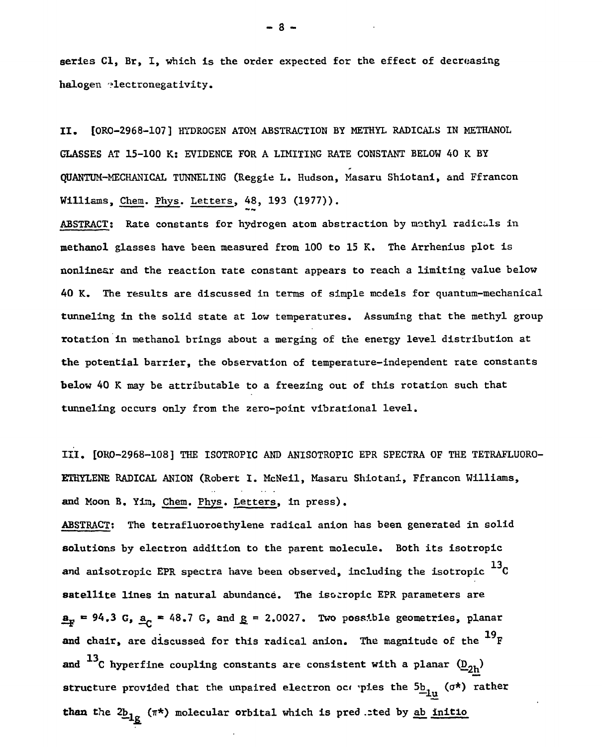series Cl, Br, I, which is the order expected for the effect of decreasing halogen electronegativity.

II. [ORO-2968-107] HYDROGEN ATOM ABSTRACTION BY METHYL RADICALS IN METHANOL GLASSES AT 15-100 K: EVIDENCE FOR A LIMITING RATE CONSTANT BELOW 40 K BY QUANTUM-MECHANICAL TUNNELING (Reggie L. Hudson, Masaru Shiotani, and Ffrancon Williams, Chem. Phys. Letters, 48, 193 (1977)).

ABSTRACT: Rate constants for hydrogen atom abstraction by methyl radicals in methanol glasses have been measured from 100 to 15 K. The Arrhenius plot is nonlinear and the reaction rate constant appears to reach a limiting value below 40 K. The results are discussed in terms of simple models for quantum-mechanical tunneling in the solid state at low temperatures. Assuming that the methyl group rotation in methanol brings about a merging of the energy level distribution at the potential barrier, the observation of temperature-independent rate constants below 40 K may be attributable to a freezing out of this rotation such that tunneling occurs only from the zero-point vibrational level.

III. [ORO-2968-108] THE ISOTROPIC AND ANISOTROPIC EPR SPECTRA OF THE TETRAFLUOROETHYLENE RADICAL ANION (Robert I. McNeil, Masaru Shiotani, Ffrancon Williams, and Moon B. Yim, Chem. Phys. Letters, in press).

ABSTRACT: The tetrafluoroethylene radical anion has been generated in solid solutions by electron addition to the parent molecule. Both its isotropic and anisotropic EPR spectra have been observed, including the isotropic $^{13}C$ satellite lines in natural abundance. The isotropic EPR parameters are $a_F = 94.3$ G, $a_C = 48.7$ G, and $g = 2.0027$. Two possible geometries, planar and chair, are discussed for this radical anion. The magnitude of the $^{19}F$ and $^{13}C$ hyperfine coupling constants are consistent with a planar ($D_{2h}$) structure provided that the unpaired electron occupies the $5b_{1u}$ ($\sigma$*) rather than the $2b_{1g}$ ($\pi$*) molecular orbital which is predicted by *ab initio*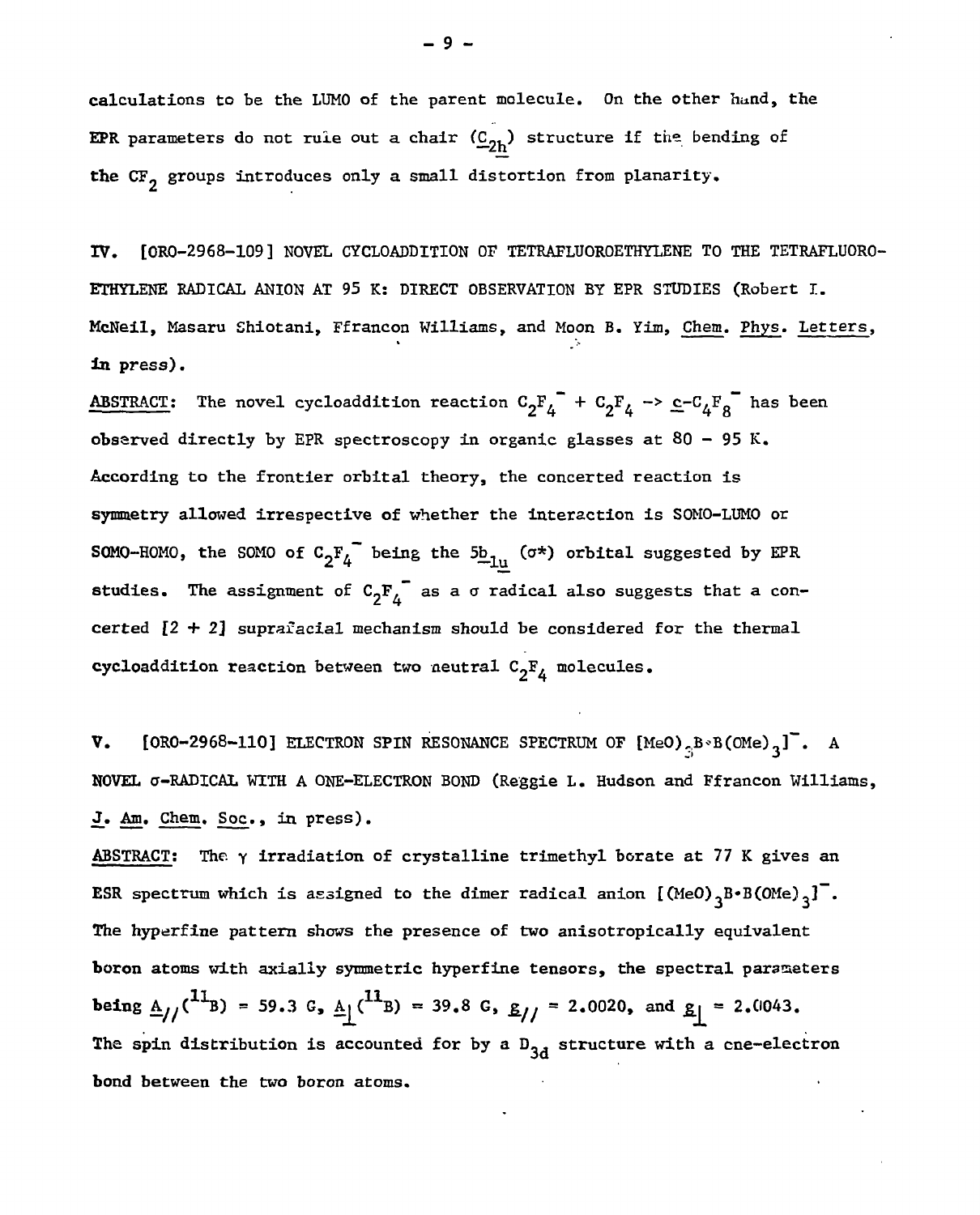calculations to be the LUMO of the parent molecule. On the other hand, the EPR parameters do not rule out a chair ($C_{2h}$) structure if the bending of the $CF_2$ groups introduces only a small distortion from planarity.

**IV.** [ORO-2968-109] NOVEL CYCLOADDITION OF TETRAFLUOROETHYLENE TO THE TETRAFLUOROETHYLENE RADICAL ANION AT 95 K: DIRECT OBSERVATION BY EPR STUDIES (Robert I. McNeil, Masaru Shiotani, Ffrancon Williams, and Moon B. Yim, *Chem. Phys. Letters*, in press).

ABSTRACT: The novel cycloaddition reaction $C_2F_4^- + C_2F_4 \rightarrow c\text{-}C_4F_8^-$ has been observed directly by EPR spectroscopy in organic glasses at 80 – 95 K. According to the frontier orbital theory, the concerted reaction is symmetry allowed irrespective of whether the interaction is SOMO-LUMO or SOMO-HOMO, the SOMO of $C_2F_4^-$ being the $5b_{1u}$ ($\sigma$*) orbital suggested by EPR studies. The assignment of $C_2F_4^-$ as a $\sigma$ radical also suggests that a concerted [2 + 2] suprafacial mechanism should be considered for the thermal cycloaddition reaction between two neutral $C_2F_4$ molecules.

**V.** [ORO-2968-110] ELECTRON SPIN RESONANCE SPECTRUM OF $[(MeO)_3B{\cdot}B(OMe)_3]^-$. A NOVEL $\sigma$-RADICAL WITH A ONE-ELECTRON BOND (Reggie L. Hudson and Ffrancon Williams, *J. Am. Chem. Soc.*, in press).

ABSTRACT: The $\gamma$ irradiation of crystalline trimethyl borate at 77 K gives an ESR spectrum which is assigned to the dimer radical anion $[(MeO)_3B{\cdot}B(OMe)_3]^-$. The hyperfine pattern shows the presence of two anisotropically equivalent boron atoms with axially symmetric hyperfine tensors, the spectral parameters being $A_{//}(^{11}B) = 59.3$ G, $A_{\perp}(^{11}B) = 39.8$ G, $g_{//} = 2.0020$, and $g_{\perp} = 2.0043$. The spin distribution is accounted for by a $D_{3d}$ structure with a one-electron bond between the two boron atoms.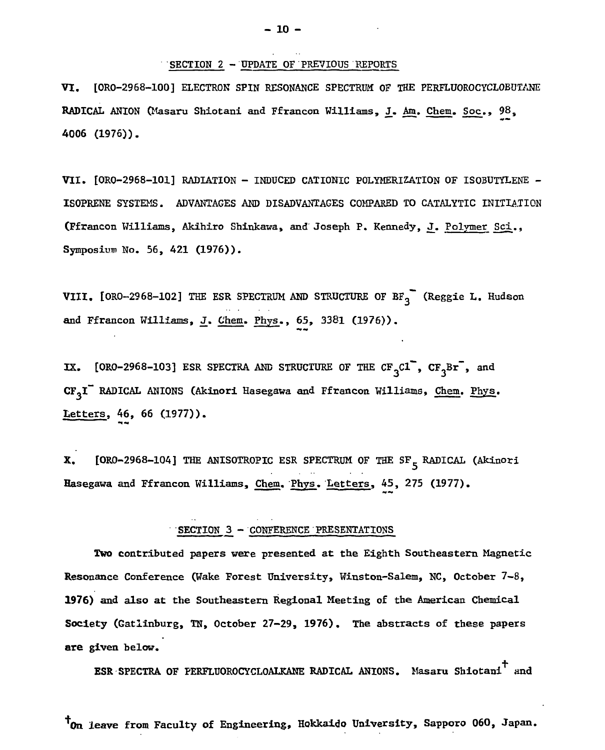## SECTION 2 - UPDATE OF PREVIOUS REPORTS

**VI.** [ORO-2968-100] ELECTRON SPIN RESONANCE SPECTRUM OF THE PERFLUOROCYCLOBUTANE RADICAL ANION (Masaru Shiotani and Ffrancon Williams, J. Am. Chem. Soc., **98**, 4006 (1976)).

**VII.** [ORO-2968-101] RADIATION - INDUCED CATIONIC POLYMERIZATION OF ISOBUTYLENE - ISOPRENE SYSTEMS. ADVANTAGES AND DISADVANTAGES COMPARED TO CATALYTIC INITIATION (Ffrancon Williams, Akihiro Shinkawa, and Joseph P. Kennedy, J. Polymer Sci., Symposium No. 56, 421 (1976)).

**VIII.** [ORO-2968-102] THE ESR SPECTRUM AND STRUCTURE OF $BF_3^-$ (Reggie L. Hudson and Ffrancon Williams, J. Chem. Phys., **65**, 3381 (1976)).

**IX.** [ORO-2968-103] ESR SPECTRA AND STRUCTURE OF THE $CF_3Cl^-$, $CF_3Br^-$, and $CF_3I^-$ RADICAL ANIONS (Akinori Hasegawa and Ffrancon Williams, Chem. Phys. Letters, **46**, 66 (1977)).

**X.** [ORO-2968-104] THE ANISOTROPIC ESR SPECTRUM OF THE $SF_5$ RADICAL (Akinori Hasegawa and Ffrancon Williams, Chem. Phys. Letters, **45**, 275 (1977).

## SECTION 3 - CONFERENCE PRESENTATIONS

Two contributed papers were presented at the Eighth Southeastern Magnetic Resonance Conference (Wake Forest University, Winston-Salem, NC, October 7-8, 1976) and also at the Southeastern Regional Meeting of the American Chemical Society (Gatlinburg, TN, October 27-29, 1976). The abstracts of these papers are given below.

ESR SPECTRA OF PERFLUOROCYCLOALKANE RADICAL ANIONS. Masaru Shiotani† and

†On leave from Faculty of Engineering, Hokkaido University, Sapporo 060, Japan.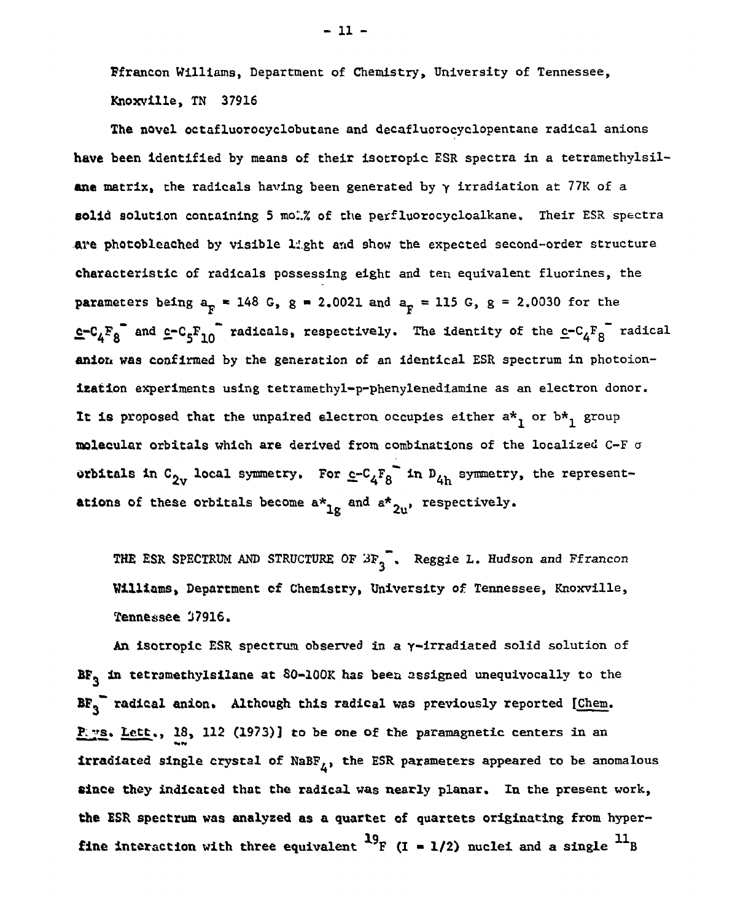Ffrancon Williams, Department of Chemistry, University of Tennessee, Knoxville, TN 37916

The novel octafluorocyclobutane and decafluorocyclopentane radical anions have been identified by means of their isotropic ESR spectra in a tetramethylsilane matrix, the radicals having been generated by $\gamma$ irradiation at 77K of a solid solution containing 5 mol% of the perfluorocycloalkane. Their ESR spectra are photobleached by visible light and show the expected second-order structure characteristic of radicals possessing eight and ten equivalent fluorines, the parameters being $a_F$ = 148 G, g = 2.0021 and $a_F$ = 115 G, g = 2.0030 for the $\underline{c}$-$C_4F_8^-$ and $\underline{c}$-$C_5F_{10}^-$ radicals, respectively. The identity of the $\underline{c}$-$C_4F_8^-$ radical anion was confirmed by the generation of an identical ESR spectrum in photoionization experiments using tetramethyl-p-phenylenediamine as an electron donor. It is proposed that the unpaired electron occupies either $a^*_1$ or $b^*_1$ group molecular orbitals which are derived from combinations of the localized C-F $\sigma$ orbitals in $C_{2v}$ local symmetry. For $\underline{c}$-$C_4F_8^-$ in $D_{4h}$ symmetry, the representations of these orbitals become $a^*_{1g}$ and $a^*_{2u}$, respectively.

THE ESR SPECTRUM AND STRUCTURE OF $BF_3^-$. Reggie L. Hudson and Ffrancon Williams, Department of Chemistry, University of Tennessee, Knoxville, Tennessee 37916.

An isotropic ESR spectrum observed in a $\gamma$-irradiated solid solution of $BF_3$ in tetramethylsilane at 80-100K has been assigned unequivocally to the $BF_3^-$ radical anion. Although this radical was previously reported [Chem. Phys. Lett., 18, 112 (1973)] to be one of the paramagnetic centers in an irradiated single crystal of $NaBF_4$, the ESR parameters appeared to be anomalous since they indicated that the radical was nearly planar. In the present work, the ESR spectrum was analyzed as a quartet of quartets originating from hyperfine interaction with three equivalent $^{19}F$ (I = 1/2) nuclei and a single $^{11}B$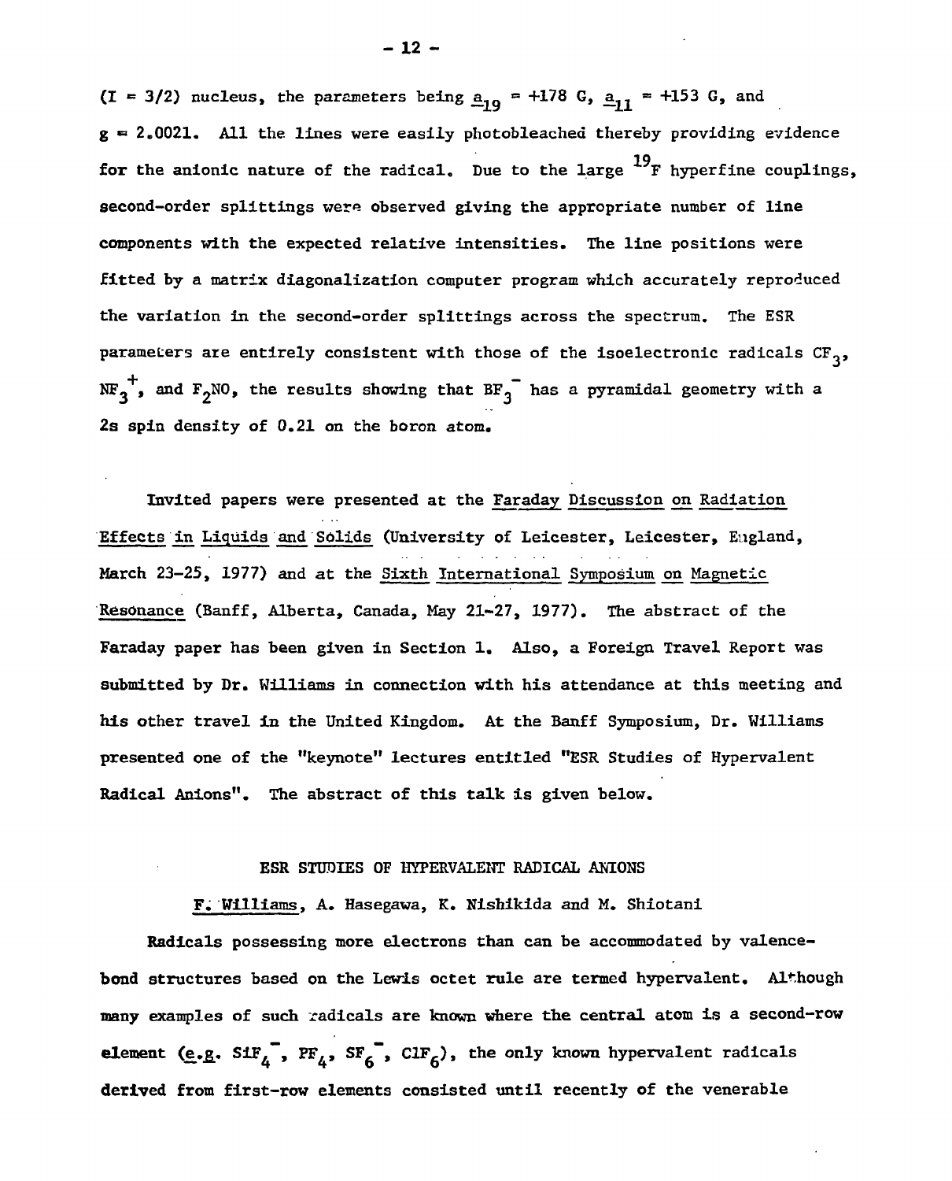(I = 3/2) nucleus, the parameters being $\underline{a}_{19}$ = +178 G, $\underline{a}_{11}$ = +153 G, and g = 2.0021. All the lines were easily photobleached thereby providing evidence for the anionic nature of the radical. Due to the large $^{19}F$ hyperfine couplings, second-order splittings were observed giving the appropriate number of line components with the expected relative intensities. The line positions were fitted by a matrix diagonalization computer program which accurately reproduced the variation in the second-order splittings across the spectrum. The ESR parameters are entirely consistent with those of the isoelectronic radicals $CF_3$, $NF_3^+$, and $F_2NO$, the results showing that $BF_3^-$ has a pyramidal geometry with a 2s spin density of 0.21 on the boron atom.

Invited papers were presented at the Faraday Discussion on Radiation Effects in Liquids and Solids (University of Leicester, Leicester, England, March 23-25, 1977) and at the Sixth International Symposium on Magnetic Resonance (Banff, Alberta, Canada, May 21-27, 1977). The abstract of the Faraday paper has been given in Section 1. Also, a Foreign Travel Report was submitted by Dr. Williams in connection with his attendance at this meeting and his other travel in the United Kingdom. At the Banff Symposium, Dr. Williams presented one of the "keynote" lectures entitled "ESR Studies of Hypervalent Radical Anions". The abstract of this talk is given below.

### ESR STUDIES OF HYPERVALENT RADICAL ANIONS

F. Williams, A. Hasegawa, K. Nishikida and M. Shiotani

Radicals possessing more electrons than can be accommodated by valence-bond structures based on the Lewis octet rule are termed hypervalent. Although many examples of such radicals are known where the central atom is a second-row element (e.g. $SiF_4^-$, $PF_4$, $SF_6^-$, $ClF_6$), the only known hypervalent radicals derived from first-row elements consisted until recently of the venerable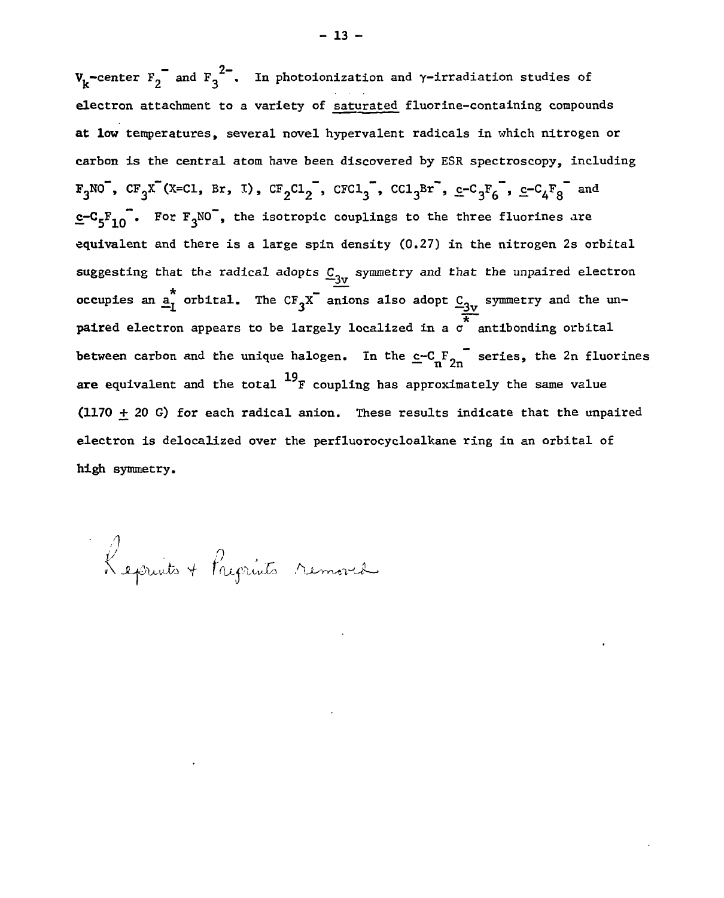$V_k$-center $F_2^-$ and $F_3^{2-}$. In photoionization and γ-irradiation studies of electron attachment to a variety of saturated fluorine-containing compounds at low temperatures, several novel hypervalent radicals in which nitrogen or carbon is the central atom have been discovered by ESR spectroscopy, including $F_3NO^-$, $CF_3X^-$ (X=Cl, Br, I), $CF_2Cl_2^-$, $CFCl_3^-$, $CCl_3Br^-$, *c*-$C_3F_6^-$, *c*-$C_4F_8^-$ and *c*-$C_5F_{10}^-$. For $F_3NO^-$, the isotropic couplings to the three fluorines are equivalent and there is a large spin density (0.27) in the nitrogen 2s orbital suggesting that the radical adopts $C_{3v}$ symmetry and that the unpaired electron occupies an $a_1^*$ orbital. The $CF_3X^-$ anions also adopt $C_{3v}$ symmetry and the unpaired electron appears to be largely localized in a $\sigma^*$ antibonding orbital between carbon and the unique halogen. In the *c*-$C_nF_{2n}^-$ series, the 2n fluorines are equivalent and the total $^{19}F$ coupling has approximately the same value (1170 ± 20 G) for each radical anion. These results indicate that the unpaired electron is delocalized over the perfluorocycloalkane ring in an orbital of high symmetry.

Reprints + Preprints removed